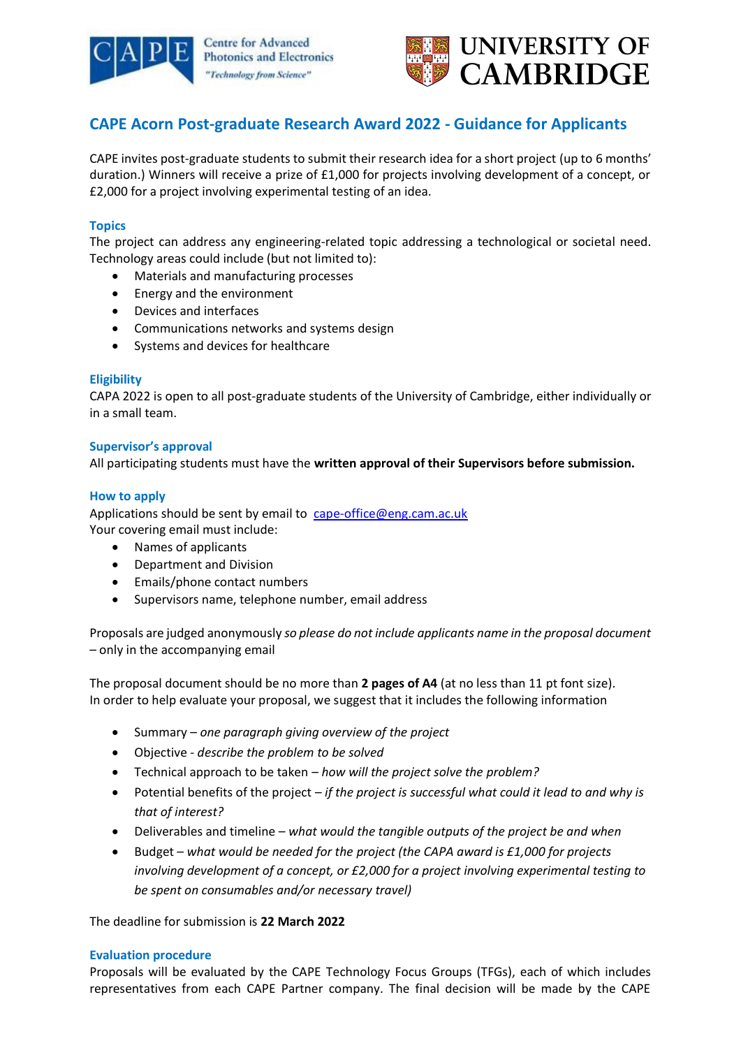Centre for Advanced Photonics and Electronics
"Technology from Science"

UNIVERSITY OF CAMBRIDGE

# CAPE Acorn Post-graduate Research Award 2022 - Guidance for Applicants

CAPE invites post-graduate students to submit their research idea for a short project (up to 6 months' duration.) Winners will receive a prize of £1,000 for projects involving development of a concept, or £2,000 for a project involving experimental testing of an idea.

## Topics

The project can address any engineering-related topic addressing a technological or societal need. Technology areas could include (but not limited to):

- Materials and manufacturing processes
- Energy and the environment
- Devices and interfaces
- Communications networks and systems design
- Systems and devices for healthcare

## Eligibility

CAPA 2022 is open to all post-graduate students of the University of Cambridge, either individually or in a small team.

## Supervisor's approval

All participating students must have the **written approval of their Supervisors before submission.**

## How to apply

Applications should be sent by email to cape-office@eng.cam.ac.uk
Your covering email must include:

- Names of applicants
- Department and Division
- Emails/phone contact numbers
- Supervisors name, telephone number, email address

Proposals are judged anonymously *so please do not include applicants name in the proposal document* – only in the accompanying email

The proposal document should be no more than **2 pages of A4** (at no less than 11 pt font size).
In order to help evaluate your proposal, we suggest that it includes the following information

- Summary – *one paragraph giving overview of the project*
- Objective - *describe the problem to be solved*
- Technical approach to be taken – *how will the project solve the problem?*
- Potential benefits of the project – *if the project is successful what could it lead to and why is that of interest?*
- Deliverables and timeline – *what would the tangible outputs of the project be and when*
- Budget – *what would be needed for the project (the CAPA award is £1,000 for projects involving development of a concept, or £2,000 for a project involving experimental testing to be spent on consumables and/or necessary travel)*

The deadline for submission is **22 March 2022**

## Evaluation procedure

Proposals will be evaluated by the CAPE Technology Focus Groups (TFGs), each of which includes representatives from each CAPE Partner company. The final decision will be made by the CAPE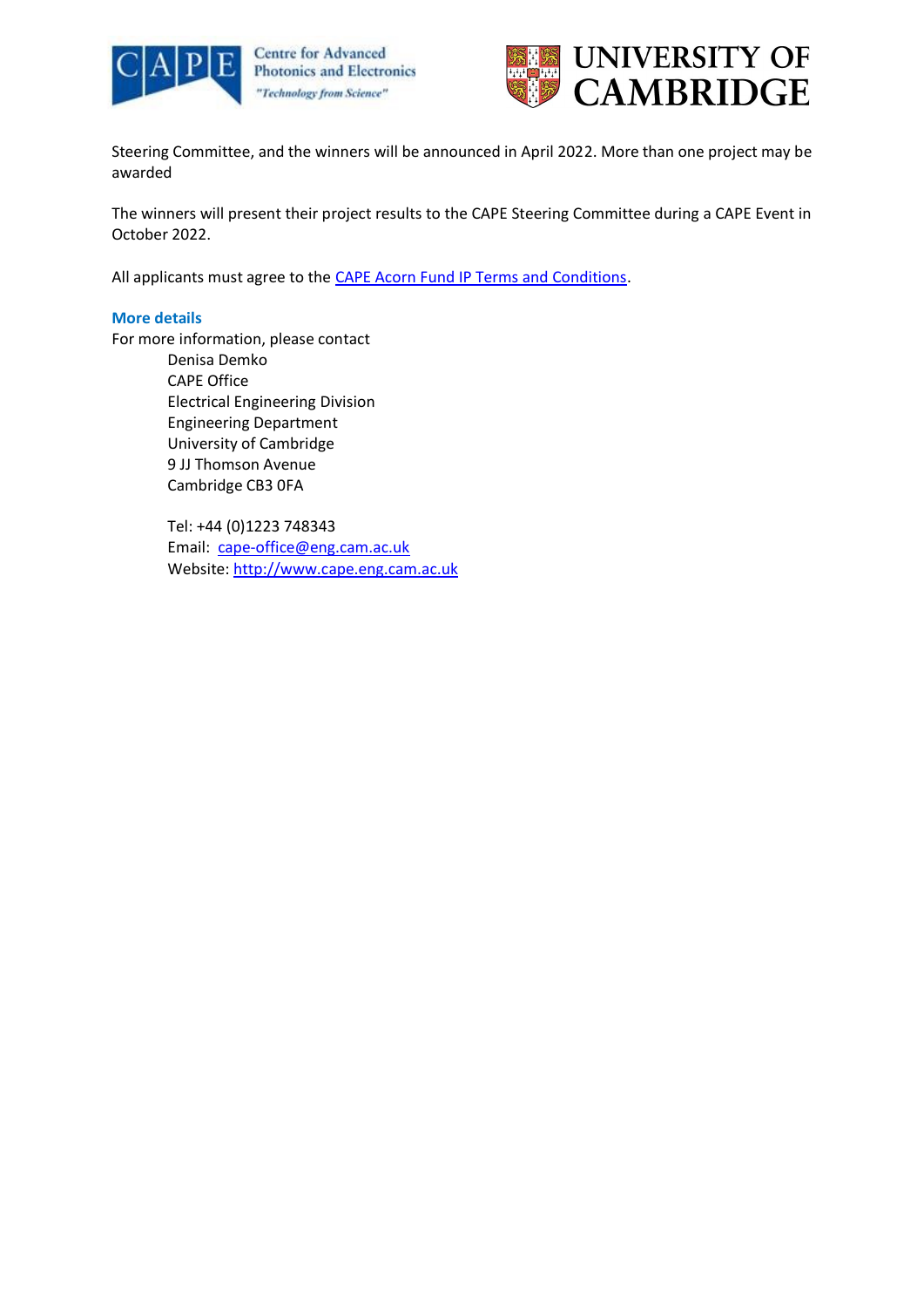Steering Committee, and the winners will be announced in April 2022. More than one project may be awarded

The winners will present their project results to the CAPE Steering Committee during a CAPE Event in October 2022.

All applicants must agree to the CAPE Acorn Fund IP Terms and Conditions.

### More details

For more information, please contact

Denisa Demko
CAPE Office
Electrical Engineering Division
Engineering Department
University of Cambridge
9 JJ Thomson Avenue
Cambridge CB3 0FA

Tel: +44 (0)1223 748343
Email: cape-office@eng.cam.ac.uk
Website: http://www.cape.eng.cam.ac.uk